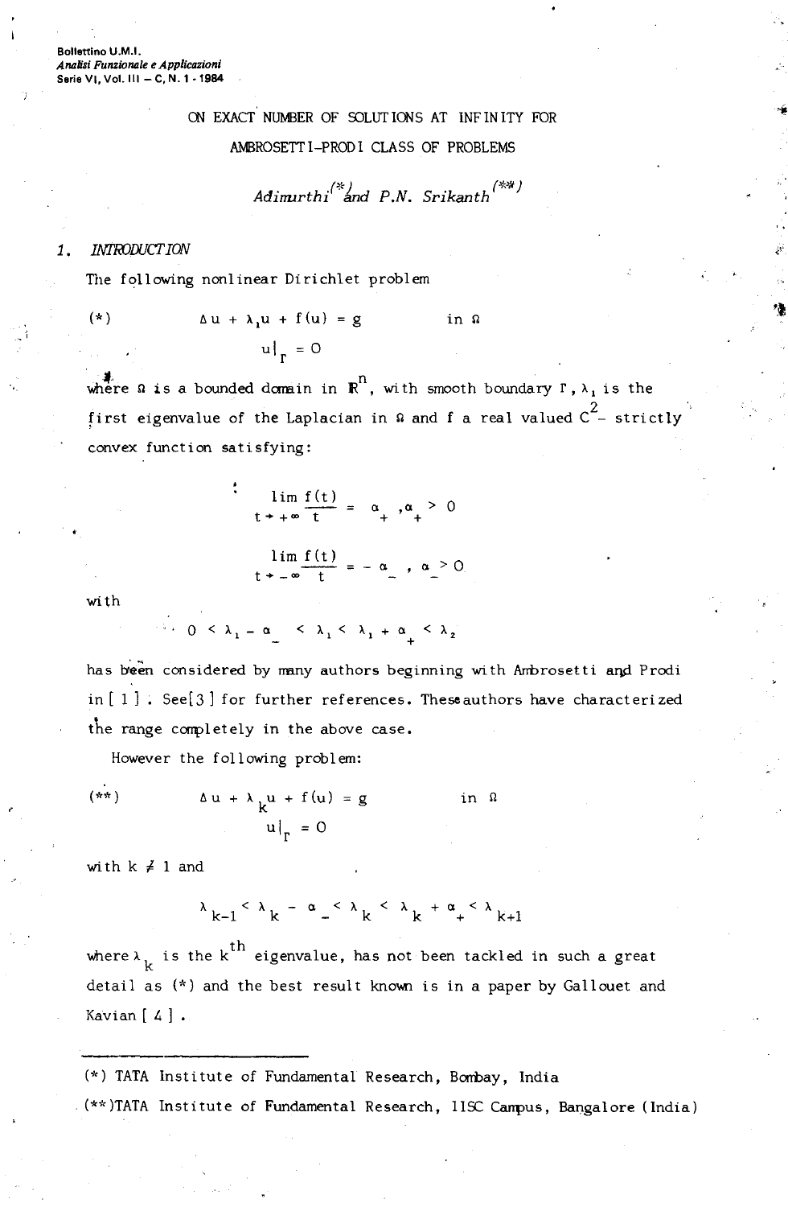# ON EXACT NUMBER OF SOLUTIONS AT INFINITY FOR AMBROSETTI-PRODI CLASS OF PROBLEMS

*Adimurthi* [(*)] *and P.N. Srikanth* [(**)]

## 1. INTRODUCTION

The following nonlinear Dirichlet problem

$$(*) \qquad \Delta u + \lambda_1 u + f(u) = g \qquad \text{in } \Omega$$
$$u|_\Gamma = 0$$

where $\Omega$ is a bounded domain in $\mathbb{R}^n$, with smooth boundary $\Gamma$, $\lambda_1$ is the first eigenvalue of the Laplacian in $\Omega$ and $f$ a real valued $C^2$- strictly convex function satisfying:

$$\lim_{t \to +\infty} \frac{f(t)}{t} = \alpha_+ , \alpha_+ > 0$$

$$\lim_{t \to -\infty} \frac{f(t)}{t} = -\alpha_- , \alpha_- > 0$$

with

$$0 < \lambda_1 - \alpha_- < \lambda_1 < \lambda_1 + \alpha_+ < \lambda_2$$

has been considered by many authors beginning with Ambrosetti and Prodi in [1]. See[3] for further references. These authors have characterized the range completely in the above case.

However the following problem:

$$(**) \qquad \Delta u + \lambda_k u + f(u) = g \qquad \text{in } \Omega$$
$$u|_\Gamma = 0$$

with $k \neq 1$ and

$$\lambda_{k-1} < \lambda_k - \alpha_- < \lambda_k < \lambda_k + \alpha_+ < \lambda_{k+1}$$

where $\lambda_k$ is the $k^{th}$ eigenvalue, has not been tackled in such a great detail as (*) and the best result known is in a paper by Gallouet and Kavian [4].

---

(*) TATA Institute of Fundamental Research, Bombay, India

(**) TATA Institute of Fundamental Research, IISC Campus, Bangalore (India)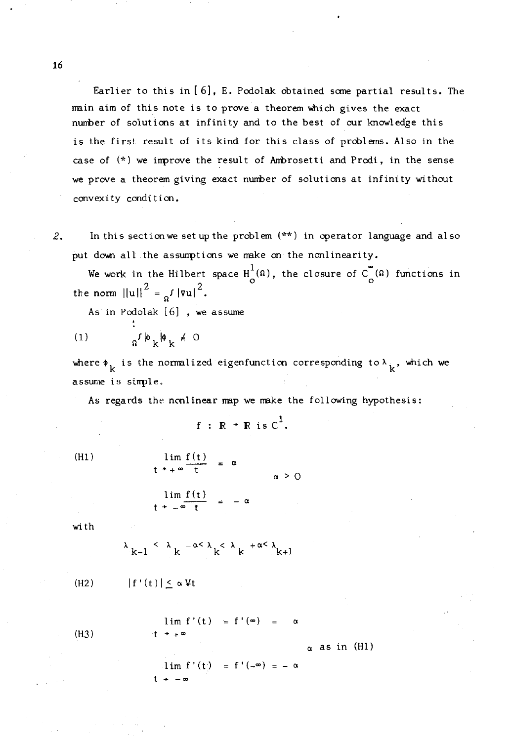Earlier to this in [6], E. Podolak obtained some partial results. The main aim of this note is to prove a theorem which gives the exact number of solutions at infinity and to the best of our knowledge this is the first result of its kind for this class of problems. Also in the case of (*) we improve the result of Ambrosetti and Prodi, in the sense we prove a theorem giving exact number of solutions at infinity without convexity condition.

2. In this section we set up the problem (**) in operator language and also put down all the assumptions we make on the nonlinearity.

We work in the Hilbert space $H_o^1(\Omega)$, the closure of $C_o^\infty(\Omega)$ functions in the norm $||u||^2 = {}_\Omega\int |\nabla u|^2$.

As in Podolak [6], we assume

$$(1) \qquad {}_\Omega\int |\phi_k|\phi_k \neq 0$$

where $\phi_k$ is the normalized eigenfunction corresponding to $\lambda_k$, which we assume is simple.

As regards the nonlinear map we make the following hypothesis:

$$f : \mathbb{R} \to \mathbb{R} \text{ is } C^1.$$

(H1)
$$\lim_{t \to +\infty} \frac{f(t)}{t} = \alpha \qquad \alpha > 0$$

$$\lim_{t \to -\infty} \frac{f(t)}{t} = -\alpha$$

with

$$\lambda_{k-1} < \lambda_k - \alpha < \lambda_k < \lambda_k + \alpha < \lambda_{k+1}$$

(H2)
$$|f'(t)| \leq \alpha \; \forall t$$

(H3)
$$\lim_{t \to +\infty} f'(t) = f'(\infty) = \alpha$$

$\alpha$ as in (H1)

$$\lim_{t \to -\infty} f'(t) = f'(-\infty) = -\alpha$$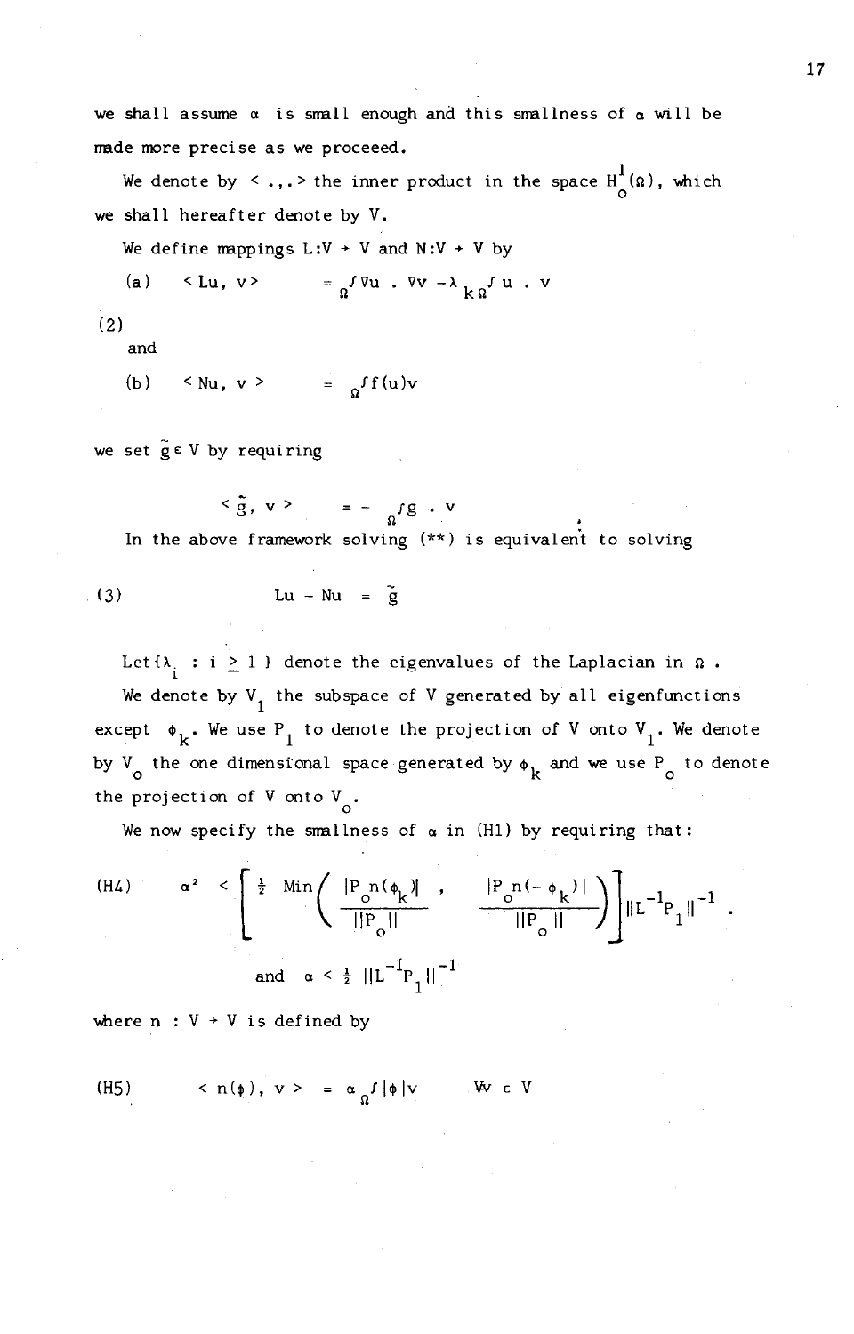we shall assume $\alpha$ is small enough and this smallness of $\alpha$ will be made more precise as we proceeed.

We denote by $< .,. >$ the inner product in the space $H^1_o(\Omega)$, which we shall hereafter denote by V.

We define mappings $L:V \to V$ and $N:V \to V$ by

$$
(2) \quad \begin{aligned}
&\text{(a)} \quad < Lu, v > \; = \int_\Omega \nabla u \cdot \nabla v - \lambda_k \int_\Omega u \cdot v \\
&\text{and} \\
&\text{(b)} \quad < Nu, v > \; = \int_\Omega f(u) v
\end{aligned}
$$

we set $\tilde{g} \in V$ by requiring

$$< \tilde{g}, v > \; = - \int_\Omega g \cdot v$$

In the above framework solving (**) is equivalent to solving

$$(3) \qquad Lu - Nu = \tilde{g}$$

Let $\{\lambda_i : i \geq 1\}$ denote the eigenvalues of the Laplacian in $\Omega$.

We denote by $V_1$ the subspace of V generated by all eigenfunctions except $\phi_k$. We use $P_1$ to denote the projection of V onto $V_1$. We denote by $V_o$ the one dimensional space generated by $\phi_k$ and we use $P_o$ to denote the projection of V onto $V_o$.

We now specify the smallness of $\alpha$ in (H1) by requiring that:

$$\text{(H4)} \qquad \alpha^2 < \left[ \tfrac{1}{2} \operatorname{Min}\left( \frac{|P_o n(\phi_k)|}{\|P_o\|} , \frac{|P_o n(-\phi_k)|}{\|P_o\|} \right) \right] \|L^{-1} P_1\|^{-1} .$$

$$\text{and} \quad \alpha < \tfrac{1}{2} \|L^{-1} P_1\|^{-1}$$

where $n : V \to V$ is defined by

$$\text{(H5)} \qquad < n(\phi), v > \; = \alpha \int_\Omega |\phi| v \qquad \forall v \in V$$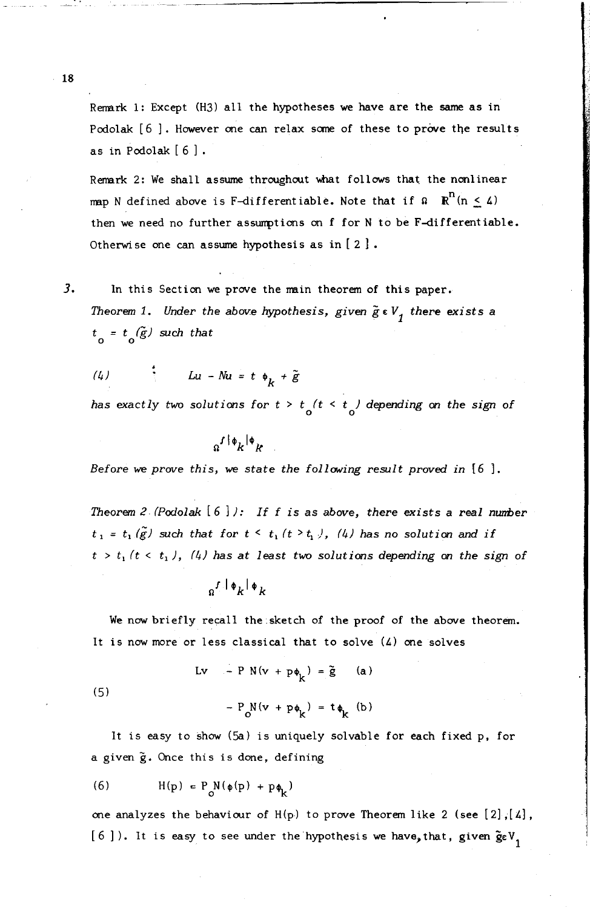Remark 1: Except (H3) all the hypotheses we have are the same as in Podolak [6]. However one can relax some of these to prove the results as in Podolak [6].

Remark 2: We shall assume throughout what follows that the nonlinear map N defined above is F-differentiable. Note that if $\Omega$ $\mathbb{R}^n (n \leq 4)$ then we need no further assumptions on f for N to be F-differentiable. Otherwise one can assume hypothesis as in [2].

3. In this Section we prove the main theorem of this paper.

*Theorem 1. Under the above hypothesis, given $\tilde{g} \in V_1$ there exists a $t_o = t_o(\tilde{g})$ such that*

$$(4) \qquad Lu - Nu = t\,\phi_k + \tilde{g}$$

*has exactly two solutions for $t > t_o$ ($t < t_o$) depending on the sign of*

$$\int_\Omega |\phi_k| \phi_k$$

*Before we prove this, we state the following result proved in [6].*

*Theorem 2 (Podolak [6]): If f is as above, there exists a real number $t_1 = t_1(\tilde{g})$ such that for $t < t_1$ ($t > t_1$), (4) has no solution and if $t > t_1$ ($t < t_1$), (4) has at least two solutions depending on the sign of*

$$\int_\Omega |\phi_k| \phi_k$$

We now briefly recall the sketch of the proof of the above theorem. It is now more or less classical that to solve (4) one solves

$$(5) \qquad \begin{aligned} Lv - P\,N(v + p\phi_k) &= \tilde{g} \quad (a) \\ - P_o N(v + p\phi_k) &= t\phi_k \quad (b) \end{aligned}$$

It is easy to show (5a) is uniquely solvable for each fixed p, for a given $\tilde{g}$. Once this is done, defining

$$(6) \qquad H(p) = P_o N(\phi(p) + p\phi_k)$$

one analyzes the behaviour of H(p) to prove Theorem like 2 (see [2], [4], [6]). It is easy to see under the hypothesis we have, that, given $\tilde{g} \in V_1$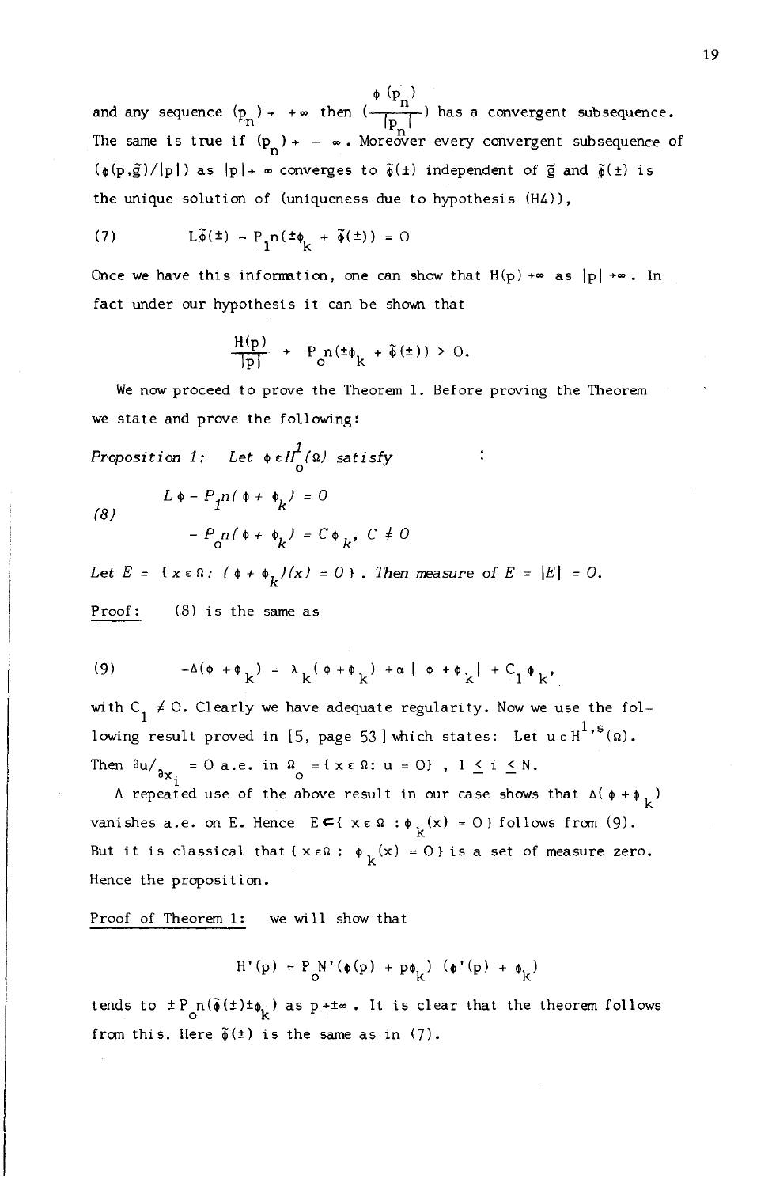and any sequence $(p_n) \to +\infty$ then $\left(\frac{\phi(p_n)}{|p_n|}\right)$ has a convergent subsequence. The same is true if $(p_n) \to -\infty$. Moreover every convergent subsequence of $(\phi(p,\tilde{g})/|p|)$ as $|p| \to \infty$ converges to $\tilde{\phi}(\pm)$ independent of $\tilde{g}$ and $\tilde{\phi}(\pm)$ is the unique solution of (uniqueness due to hypothesis (H4)),

$$(7) \qquad L\tilde{\phi}(\pm) - P_1 n(\pm\phi_k + \tilde{\phi}(\pm)) = 0$$

Once we have this information, one can show that $H(p) \to \infty$ as $|p| \to \infty$. In fact under our hypothesis it can be shown that

$$\frac{H(p)}{|p|} \to P_o n(\pm\phi_k + \tilde{\phi}(\pm)) > 0.$$

We now proceed to prove the Theorem 1. Before proving the Theorem we state and prove the following:

*Proposition 1:* *Let $\phi \in H_o^1(\Omega)$ satisfy*

$$(8) \qquad \begin{aligned} L\phi - P_1 n(\phi + \phi_k) &= 0 \\ -P_o n(\phi + \phi_k) &= C\phi_k, \ C \neq 0 \end{aligned}$$

*Let $E = \{x \in \Omega: (\phi + \phi_k)(x) = 0\}$. Then measure of $E = |E| = 0$.*

Proof: (8) is the same as

$$(9) \qquad -\Delta(\phi + \phi_k) = \lambda_k(\phi + \phi_k) + \alpha|\phi + \phi_k| + C_1\phi_k,$$

with $C_1 \neq 0$. Clearly we have adequate regularity. Now we use the following result proved in [5, page 53] which states: Let $u \in H^{1,s}(\Omega)$. Then $\partial u/\partial x_i = 0$ a.e. in $\Omega_o = \{x \in \Omega: u = 0\}$, $1 \leq i \leq N$.

A repeated use of the above result in our case shows that $\Delta(\phi + \phi_k)$ vanishes a.e. on $E$. Hence $E \subset \{x \in \Omega : \phi_k(x) = 0\}$ follows from (9). But it is classical that $\{x \in \Omega : \phi_k(x) = 0\}$ is a set of measure zero. Hence the proposition.

Proof of Theorem 1: we will show that

$$H'(p) = P_o N'(\phi(p) + p\phi_k)(\phi'(p) + \phi_k)$$

tends to $\pm P_o n(\tilde{\phi}(\pm)\pm\phi_k)$ as $p \to \pm\infty$. It is clear that the theorem follows from this. Here $\tilde{\phi}(\pm)$ is the same as in (7).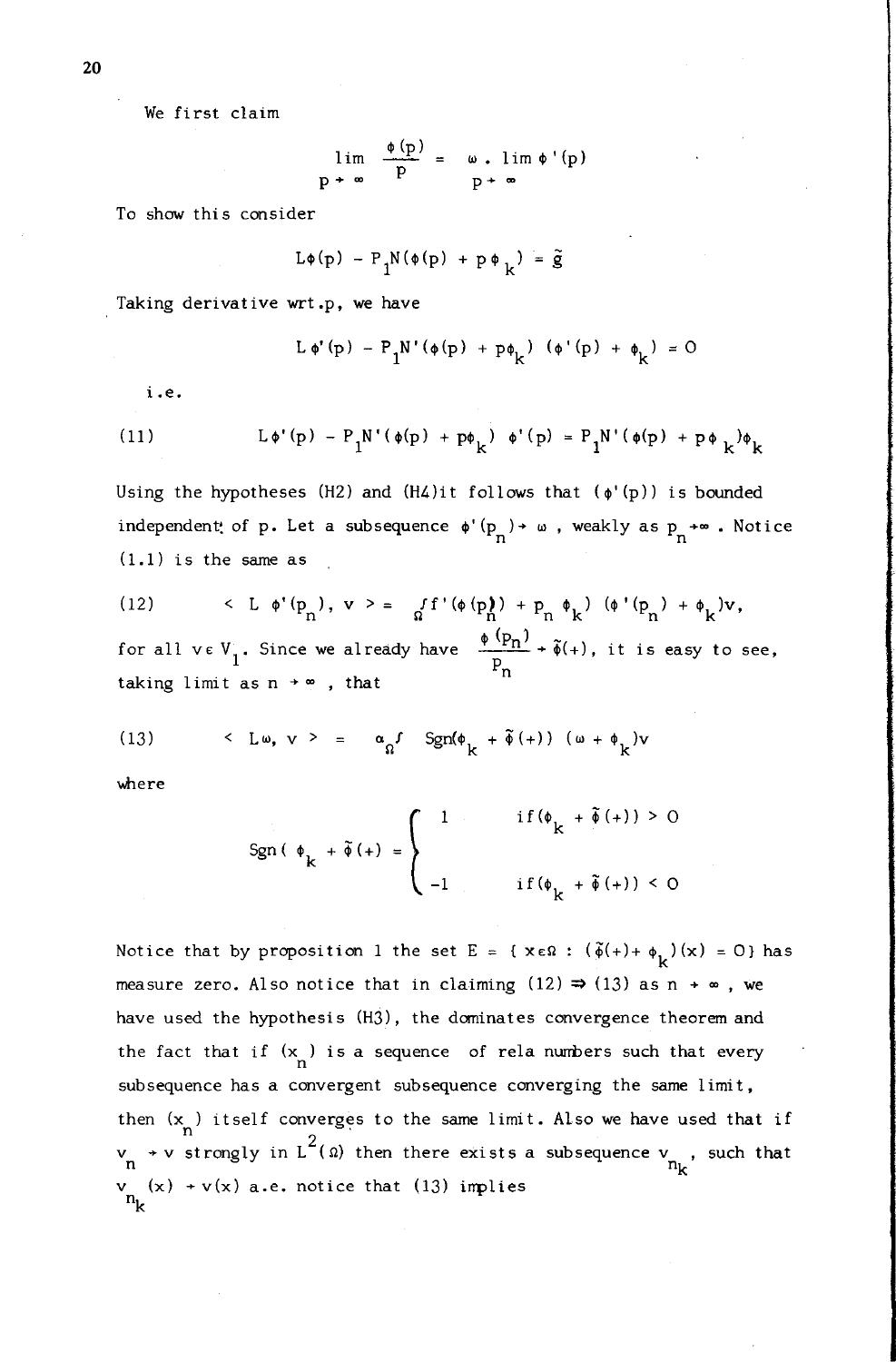We first claim

$$\lim_{p \to \infty} \frac{\phi(p)}{p} = \omega \, . \, \lim_{p \to \infty} \phi'(p)$$

To show this consider

$$L\phi(p) - P_1 N(\phi(p) + p\phi_k) = \tilde{g}$$

Taking derivative wrt.p, we have

$$L\phi'(p) - P_1 N'(\phi(p) + p\phi_k)\ (\phi'(p) + \phi_k) = 0$$

i.e.

$$(11) \qquad L\phi'(p) - P_1 N'(\phi(p) + p\phi_k)\ \phi'(p) = P_1 N'(\phi(p) + p\phi_k)\phi_k$$

Using the hypotheses (H2) and (H4)it follows that $(\phi'(p))$ is bounded independent of p. Let a subsequence $\phi'(p_n) \to \omega$ , weakly as $p_n \to \infty$ . Notice (1.1) is the same as

$$(12) \qquad < L\ \phi'(p_n),\ v > = \int_\Omega f'(\phi(p_n) + p_n\ \phi_k)\ (\phi'(p_n) + \phi_k)v,$$

for all $v \in V_1$. Since we already have $\frac{\phi(p_n)}{p_n} \to \tilde{\phi}(+)$, it is easy to see, taking limit as $n \to \infty$ , that

$$(13) \qquad < L\omega,\ v > \ = \ \alpha \int_\Omega \ \mathrm{Sgn}(\phi_k + \tilde{\phi}(+))\ (\omega + \phi_k)v$$

where

$$\mathrm{Sgn}(\ \phi_k + \tilde{\phi}(+) = \begin{cases} 1 & \text{if}(\phi_k + \tilde{\phi}(+)) > 0 \\ -1 & \text{if}(\phi_k + \tilde{\phi}(+)) < 0 \end{cases}$$

Notice that by proposition 1 the set $E = \{ x \in \Omega : (\tilde{\phi}(+) + \phi_k)(x) = 0 \}$ has measure zero. Also notice that in claiming (12) $\Rightarrow$ (13) as $n \to \infty$ , we have used the hypothesis (H3), the dominates convergence theorem and the fact that if $(x_n)$ is a sequence of rela numbers such that every subsequence has a convergent subsequence converging the same limit, then $(x_n)$ itself converges to the same limit. Also we have used that if $v_n \to v$ strongly in $L^2(\Omega)$ then there exists a subsequence $v_{n_k}$, such that $v_{n_k}(x) \to v(x)$ a.e. notice that (13) implies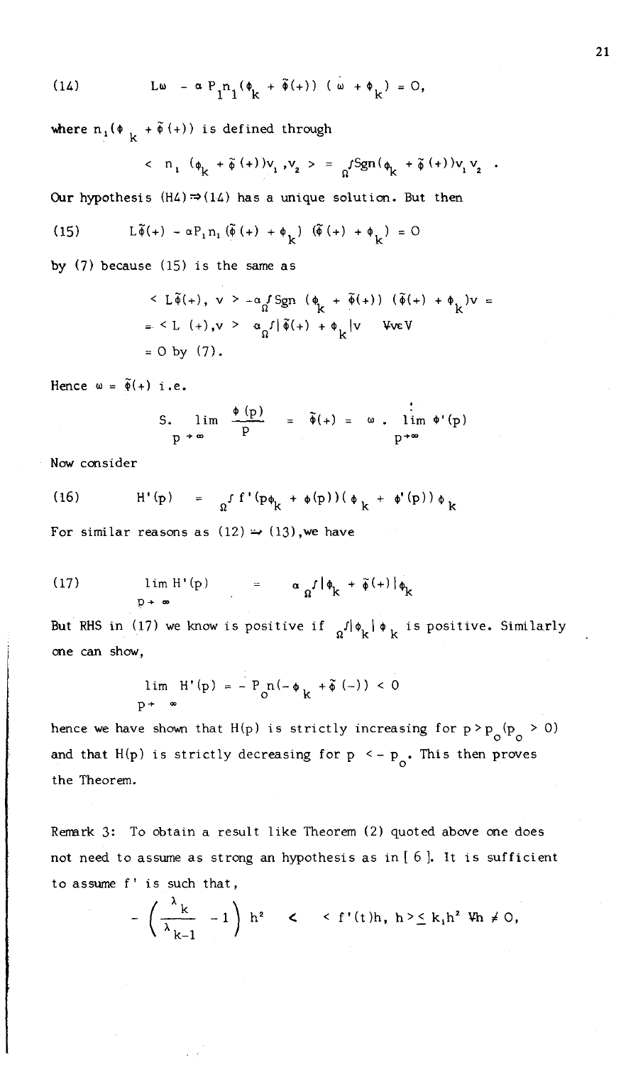$$(14) \qquad L\omega - \alpha P_1 n_1(\phi_k + \tilde{\phi}(+))(\omega + \phi_k) = 0,$$

where $n_1(\phi_k + \tilde{\phi}(+))$ is defined through

$$< n_1(\phi_k + \tilde{\phi}(+))v_1, v_2 > = {}_{\Omega}\!\int \mathrm{Sgn}(\phi_k + \tilde{\phi}(+))v_1 v_2 \; .$$

Our hypothesis (H4)$\Rightarrow$(14) has a unique solution. But then

$$(15) \qquad L\tilde{\phi}(+) - \alpha P_1 n_1(\tilde{\phi}(+) + \phi_k)(\tilde{\phi}(+) + \phi_k) = 0$$

by (7) because (15) is the same as

$$< L\tilde{\phi}(+), v > - \alpha {}_{\Omega}\!\int \mathrm{Sgn}(\phi_k + \tilde{\phi}(+))(\tilde{\phi}(+) + \phi_k)v =$$

$$= < L(+), v > \quad \alpha {}_{\Omega}\!\int |\tilde{\phi}(+) + \phi_k| v \quad \forall v \in V$$

$$= 0 \text{ by (7).}$$

Hence $\omega = \tilde{\phi}(+)$ i.e.

$$S. \lim_{p \to \infty} \frac{\phi(p)}{p} = \tilde{\phi}(+) = \omega \, . \lim_{p \to \infty} \phi'(p)$$

Now consider

$$(16) \qquad H'(p) = {}_{\Omega}\!\int f'(p\phi_k + \phi(p))(\phi_k + \phi'(p))\phi_k$$

For similar reasons as (12) $\to$ (13), we have

$$(17) \qquad \lim_{p \to \infty} H'(p) = \alpha {}_{\Omega}\!\int |\phi_k + \tilde{\phi}(+)| \phi_k$$

But RHS in (17) we know is positive if ${}_{\Omega}\!\int |\phi_k| \phi_k$ is positive. Similarly one can show,

$$\lim_{p \to \infty} H'(p) = - P_o n(-\phi_k + \tilde{\phi}(-)) < 0$$

hence we have shown that $H(p)$ is strictly increasing for $p > p_o (p_o > 0)$ and that $H(p)$ is strictly decreasing for $p < -p_o$. This then proves the Theorem.

Remark 3: To obtain a result like Theorem (2) quoted above one does not need to assume as strong an hypothesis as in [ 6 ]. It is sufficient to assume $f'$ is such that,

$$- \left( \frac{\lambda_k}{\lambda_{k-1}} - 1 \right) h^2 \; < \; < f'(t)h, h > \leq k_1 h^2 \; \forall h \neq 0,$$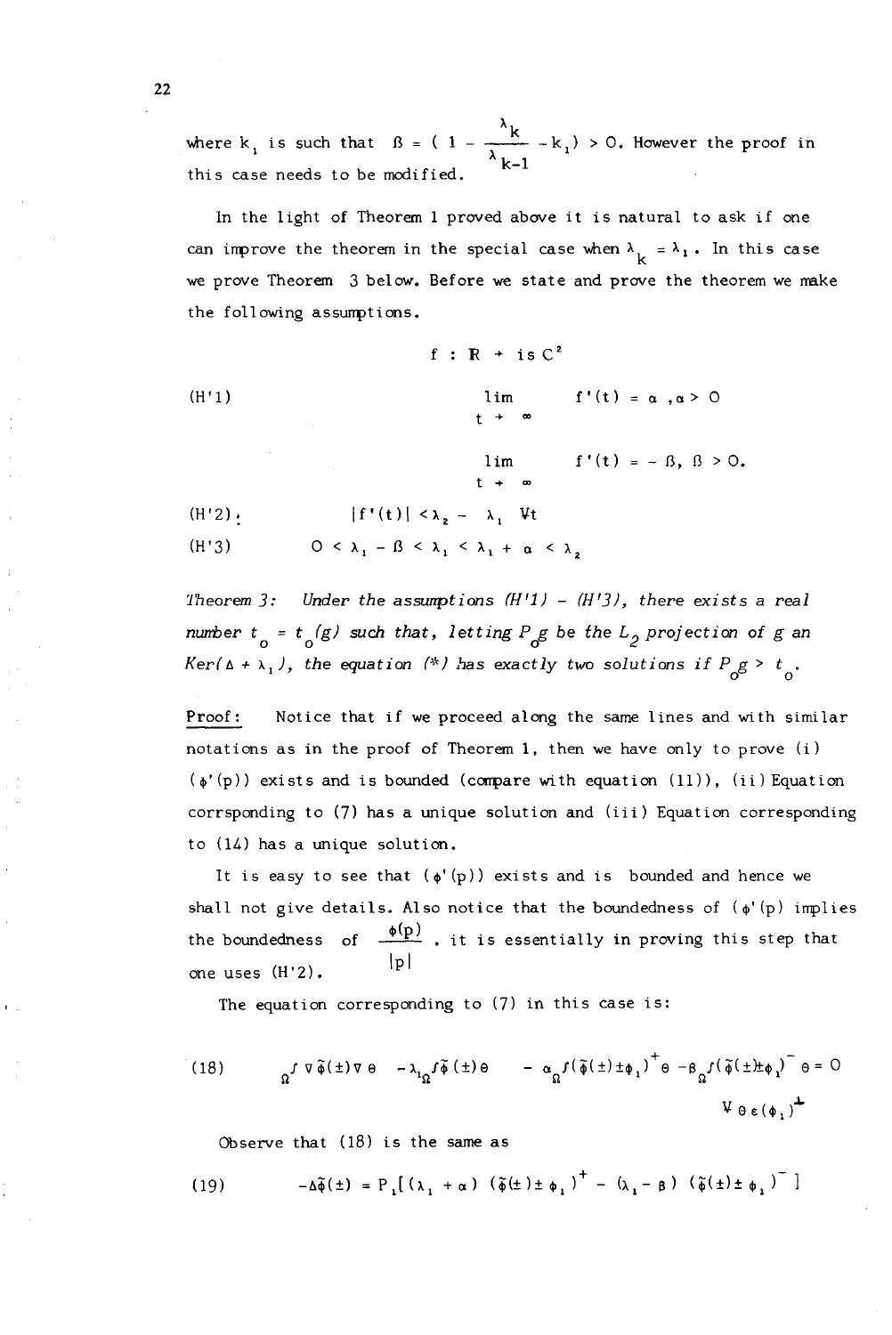where $k_1$ is such that $\beta = \left( 1 - \frac{\lambda_k}{\lambda_{k-1}} - k_1 \right) > 0$. However the proof in this case needs to be modified.

In the light of Theorem 1 proved above it is natural to ask if one can improve the theorem in the special case when $\lambda_k = \lambda_1$. In this case we prove Theorem 3 below. Before we state and prove the theorem we make the following assumptions.

$$f : \mathbb{R} \to \text{ is } C^2$$

(H'1)
$$\lim_{t \to \infty} f'(t) = \alpha \,, \alpha > 0$$

$$\lim_{t \to \infty} f'(t) = -\beta, \; \beta > 0.$$

(H'2) $\quad |f'(t)| < \lambda_2 - \lambda_1 \;\; \forall t$

(H'3) $\quad 0 < \lambda_1 - \beta < \lambda_1 < \lambda_1 + \alpha < \lambda_2$

*Theorem 3: Under the assumptions (H'1) - (H'3), there exists a real number $t_o = t_o(g)$ such that, letting $P_o g$ be the $L_2$ projection of $g$ an $Ker(\Delta + \lambda_1)$, the equation (\*) has exactly two solutions if $P_o g > t_o$.*

<u>Proof:</u> Notice that if we proceed along the same lines and with similar notations as in the proof of Theorem 1, then we have only to prove (i) $(\phi'(p))$ exists and is bounded (compare with equation (11)), (ii) Equation corrsponding to (7) has a unique solution and (iii) Equation corresponding to (14) has a unique solution.

It is easy to see that $(\phi'(p))$ exists and is bounded and hence we shall not give details. Also notice that the boundedness of $(\phi'(p)$ implies the boundedness of $\frac{\phi(p)}{|p|}$. it is essentially in proving this step that one uses (H'2).

The equation corresponding to (7) in this case is:

$$(18) \qquad \int_\Omega \nabla \tilde{\phi}(\pm) \nabla \theta \; - \lambda_1 \int_\Omega \tilde{\phi}(\pm) \theta \; - \alpha \int_\Omega (\tilde{\phi}(\pm) \pm \phi_1)^+ \theta \; - \beta \int_\Omega (\tilde{\phi}(\pm) \pm \phi_1)^- \theta = 0$$

$$\forall \, \theta \in (\phi_1)^{\perp}$$

Observe that (18) is the same as

$$(19) \qquad -\Delta \tilde{\phi}(\pm) = P_1 [ (\lambda_1 + \alpha) \, (\tilde{\phi}(\pm) \pm \phi_1)^+ - (\lambda_1 - \beta) \, (\tilde{\phi}(\pm) \pm \phi_1)^- ]$$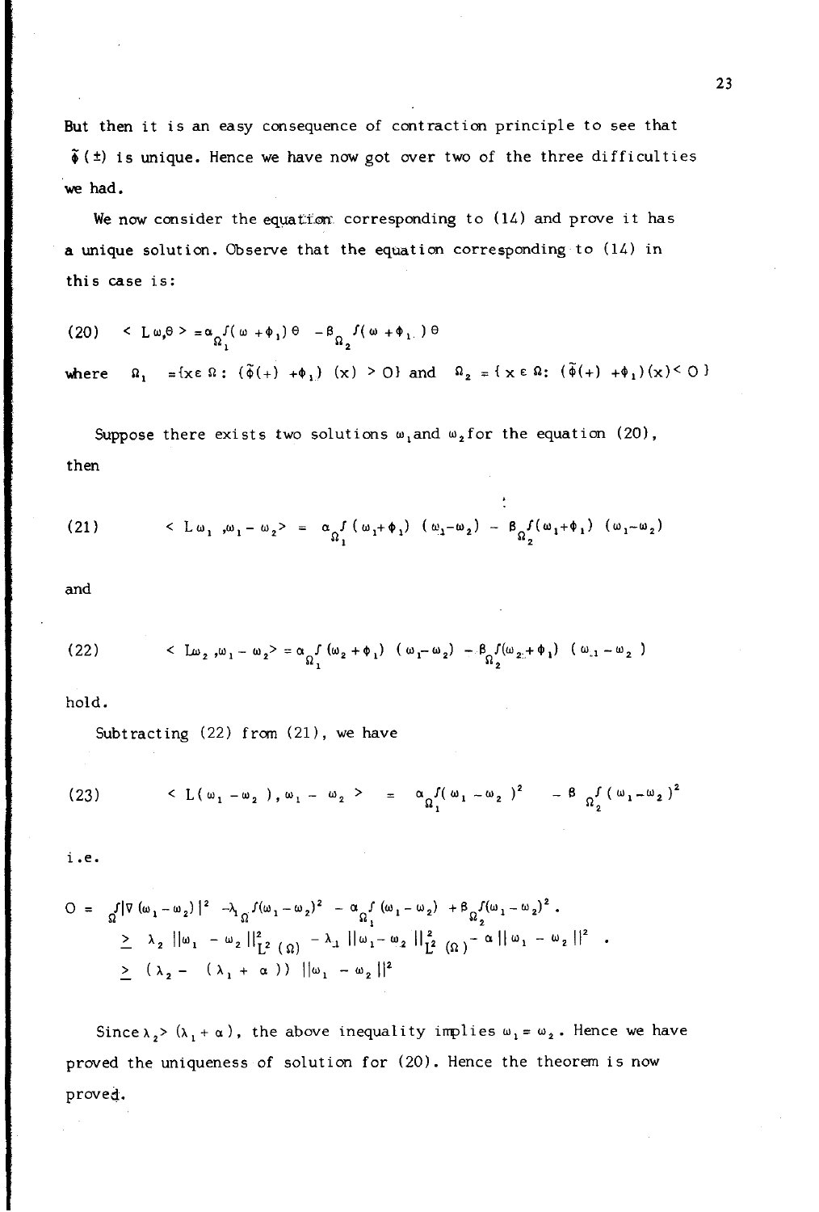But then it is an easy consequence of contraction principle to see that $\tilde{\phi}(\pm)$ is unique. Hence we have now got over two of the three difficulties we had.

We now consider the equation corresponding to (14) and prove it has a unique solution. Observe that the equation corresponding to (14) in this case is:

$$(20) \qquad \langle L\omega, \theta \rangle = \alpha \int_{\Omega_1} (\omega + \phi_1)\,\theta - \beta \int_{\Omega_2} (\omega + \phi_1)\,\theta$$

where $\Omega_1 = \{x \in \Omega : (\tilde{\phi}(+) + \phi_1)(x) > 0\}$ and $\Omega_2 = \{x \in \Omega : (\tilde{\phi}(+) + \phi_1)(x) < 0\}$

Suppose there exists two solutions $\omega_1$ and $\omega_2$ for the equation (20), then

$$(21) \qquad \langle L\omega_1, \omega_1 - \omega_2 \rangle = \alpha \int_{\Omega_1} (\omega_1 + \phi_1)(\omega_1 - \omega_2) - \beta \int_{\Omega_2} (\omega_1 + \phi_1)(\omega_1 - \omega_2)$$

and

$$(22) \qquad \langle L\omega_2, \omega_1 - \omega_2 \rangle = \alpha \int_{\Omega_1} (\omega_2 + \phi_1)(\omega_1 - \omega_2) - \beta \int_{\Omega_2} (\omega_2 + \phi_1)(\omega_1 - \omega_2)$$

hold.

Subtracting (22) from (21), we have

$$(23) \qquad \langle L(\omega_1 - \omega_2), \omega_1 - \omega_2 \rangle = \alpha \int_{\Omega_1} (\omega_1 - \omega_2)^2 - \beta \int_{\Omega_2} (\omega_1 - \omega_2)^2$$

i.e.

$$\begin{aligned}
0 &= \int_{\Omega} |\nabla(\omega_1 - \omega_2)|^2 - \lambda_1 \int_{\Omega} (\omega_1 - \omega_2)^2 - \alpha \int_{\Omega_1} (\omega_1 - \omega_2) + \beta \int_{\Omega_2} (\omega_1 - \omega_2)^2 . \\
&\geq \lambda_2 \, \|\omega_1 - \omega_2\|^2_{L^2(\Omega)} - \lambda_1 \, \|\omega_1 - \omega_2\|^2_{L^2(\Omega)} - \alpha \, \|\omega_1 - \omega_2\|^2 . \\
&\geq (\lambda_2 - (\lambda_1 + \alpha)) \, \|\omega_1 - \omega_2\|^2
\end{aligned}$$

Since $\lambda_2 > (\lambda_1 + \alpha)$, the above inequality implies $\omega_1 = \omega_2$. Hence we have proved the uniqueness of solution for (20). Hence the theorem is now proved.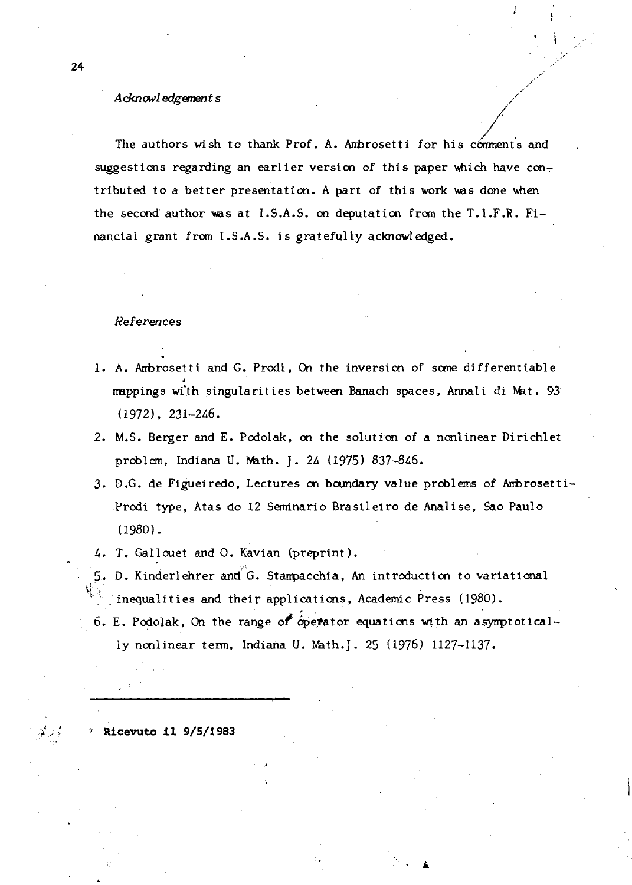*Acknowledgements*

The authors wish to thank Prof. A. Ambrosetti for his comments and suggestions regarding an earlier version of this paper which have contributed to a better presentation. A part of this work was done when the second author was at I.S.A.S. on deputation from the T.I.F.R. Financial grant from I.S.A.S. is gratefully acknowledged.

*References*

1. A. Ambrosetti and G. Prodi, On the inversion of some differentiable mappings with singularities between Banach spaces, Annali di Mat. 93 (1972), 231-246.
2. M.S. Berger and E. Podolak, on the solution of a nonlinear Dirichlet problem, Indiana U. Math. J. 24 (1975) 837-846.
3. D.G. de Figueiredo, Lectures on boundary value problems of Ambrosetti-Prodi type, Atas do 12 Seminario Brasileiro de Analise, Sao Paulo (1980).
4. T. Gallouet and O. Kavian (preprint).
5. D. Kinderlehrer and G. Stampacchia, An introduction to variational inequalities and their applications, Academic Press (1980).
6. E. Podolak, On the range of operator equations with an asymptotically nonlinear term, Indiana U. Math.J. 25 (1976) 1127-1137.

---

**Ricevuto il 9/5/1983**